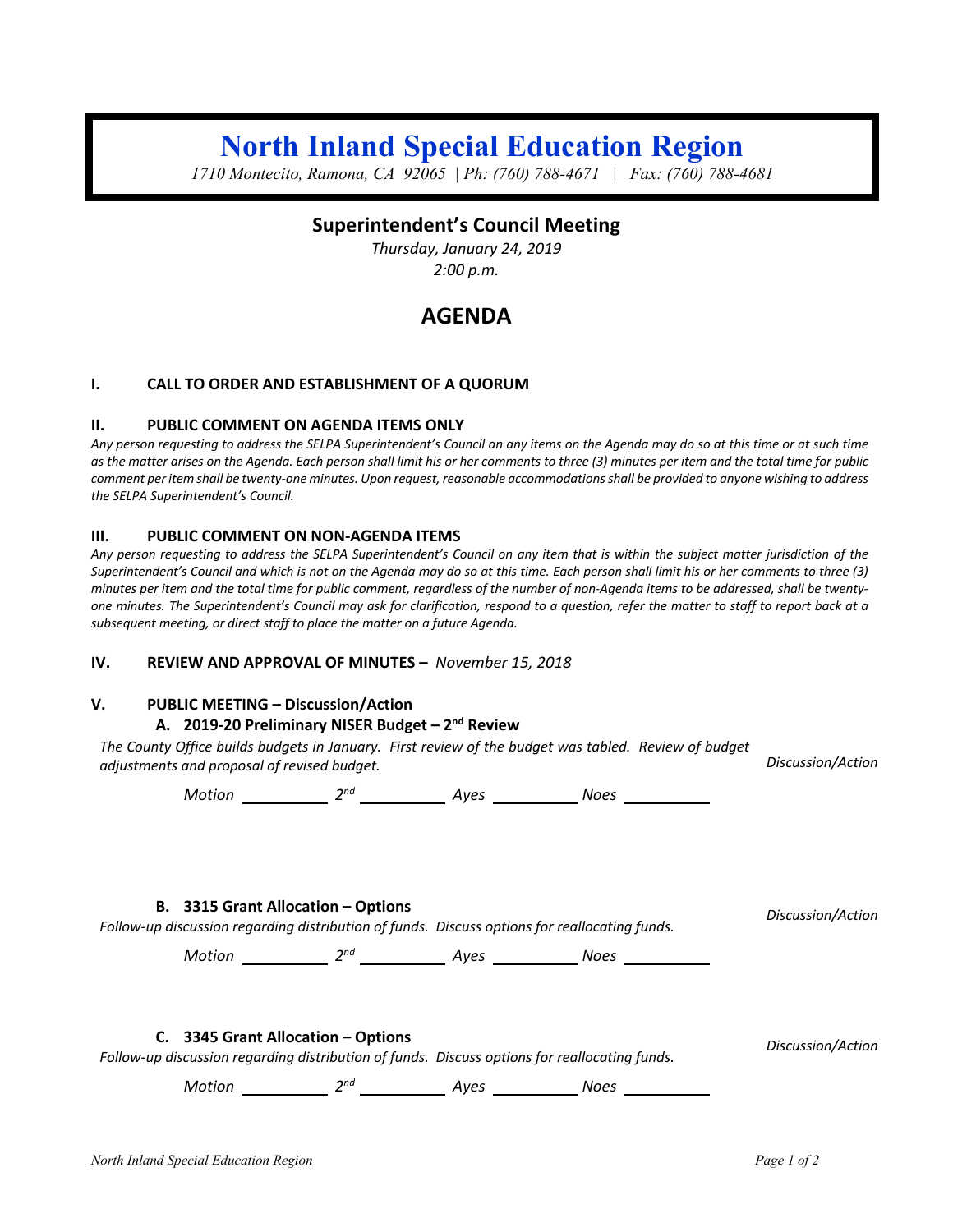# North Inland Special Education Region

*1710 Montecito, Ramona, CA 92065 | Ph: (760) 788-4671 | Fax: (760) 788-4681*

## Superintendent's Council Meeting

*Thursday, January 24, 2019*

*2:00 p.m.*

## AGENDA

### I. CALL TO ORDER AND ESTABLISHMENT OF A QUORUM

### II. PUBLIC COMMENT ON AGENDA ITEMS ONLY

*Any person requesting to address the SELPA Superintendent's Council an any items on the Agenda may do so at this time or at such time as the matter arises on the Agenda. Each person shall limit his or her comments to three (3) minutes per item and the total time for public comment per item shall be twenty-one minutes. Upon request, reasonable accommodations shall be provided to anyone wishing to address the SELPA Superintendent's Council.*

### III. PUBLIC COMMENT ON NON-AGENDA ITEMS

*Any person requesting to address the SELPA Superintendent's Council on any item that is within the subject matter jurisdiction of the Superintendent's Council and which is not on the Agenda may do so at this time. Each person shall limit his or her comments to three (3) minutes per item and the total time for public comment, regardless of the number of non-Agenda items to be addressed, shall be twenty-one minutes. The Superintendent's Council may ask for clarification, respond to a question, refer the matter to staff to report back at a subsequent meeting, or direct staff to place the matter on a future Agenda.*

### IV. REVIEW AND APPROVAL OF MINUTES – *November 15, 2018*

### V. PUBLIC MEETING – Discussion/Action

**A. 2019-20 Preliminary NISER Budget – 2nd Review**

*The County Office builds budgets in January. First review of the budget was tabled. Review of budget adjustments and proposal of revised budget.* — *Discussion/Action*

*Motion* ________ *2nd* ________ *Ayes* ________ *Noes* ________

**B. 3315 Grant Allocation – Options**

*Follow-up discussion regarding distribution of funds. Discuss options for reallocating funds.* — *Discussion/Action*

*Motion* ________ *2nd* ________ *Ayes* ________ *Noes* ________

**C. 3345 Grant Allocation – Options**

*Follow-up discussion regarding distribution of funds. Discuss options for reallocating funds.* — *Discussion/Action*

*Motion* ________ *2nd* ________ *Ayes* ________ *Noes* ________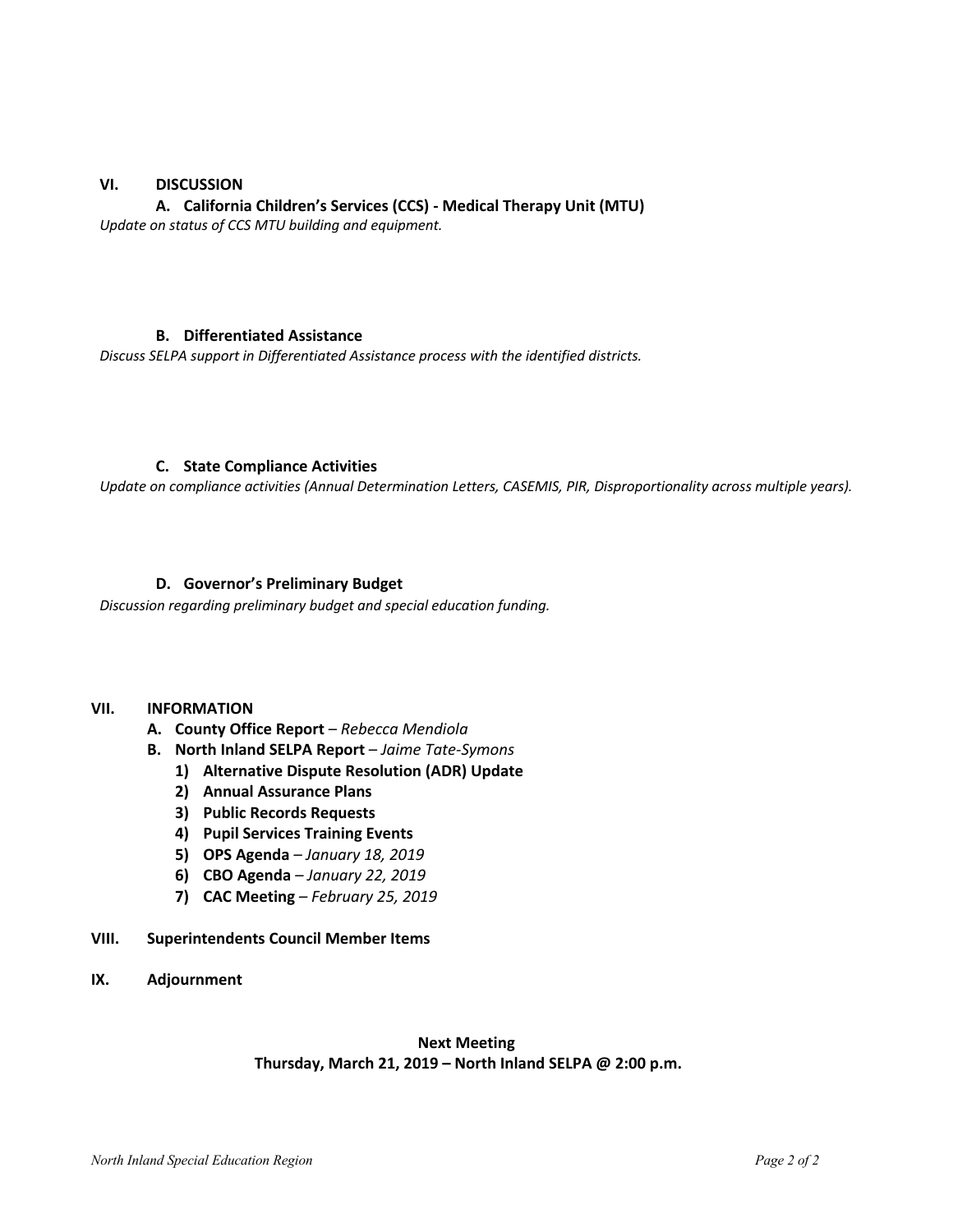## VI. DISCUSSION

### A. California Children's Services (CCS) - Medical Therapy Unit (MTU)

*Update on status of CCS MTU building and equipment.*

### B. Differentiated Assistance

*Discuss SELPA support in Differentiated Assistance process with the identified districts.*

### C. State Compliance Activities

*Update on compliance activities (Annual Determination Letters, CASEMIS, PIR, Disproportionality across multiple years).*

### D. Governor's Preliminary Budget

*Discussion regarding preliminary budget and special education funding.*

## VII. INFORMATION

- **A. County Office Report** – *Rebecca Mendiola*
- **B. North Inland SELPA Report** – *Jaime Tate-Symons*
  1) **Alternative Dispute Resolution (ADR) Update**
  2) **Annual Assurance Plans**
  3) **Public Records Requests**
  4) **Pupil Services Training Events**
  5) **OPS Agenda** – *January 18, 2019*
  6) **CBO Agenda** – *January 22, 2019*
  7) **CAC Meeting** – *February 25, 2019*

## VIII. Superintendents Council Member Items

## IX. Adjournment

**Next Meeting**
**Thursday, March 21, 2019 – North Inland SELPA @ 2:00 p.m.**